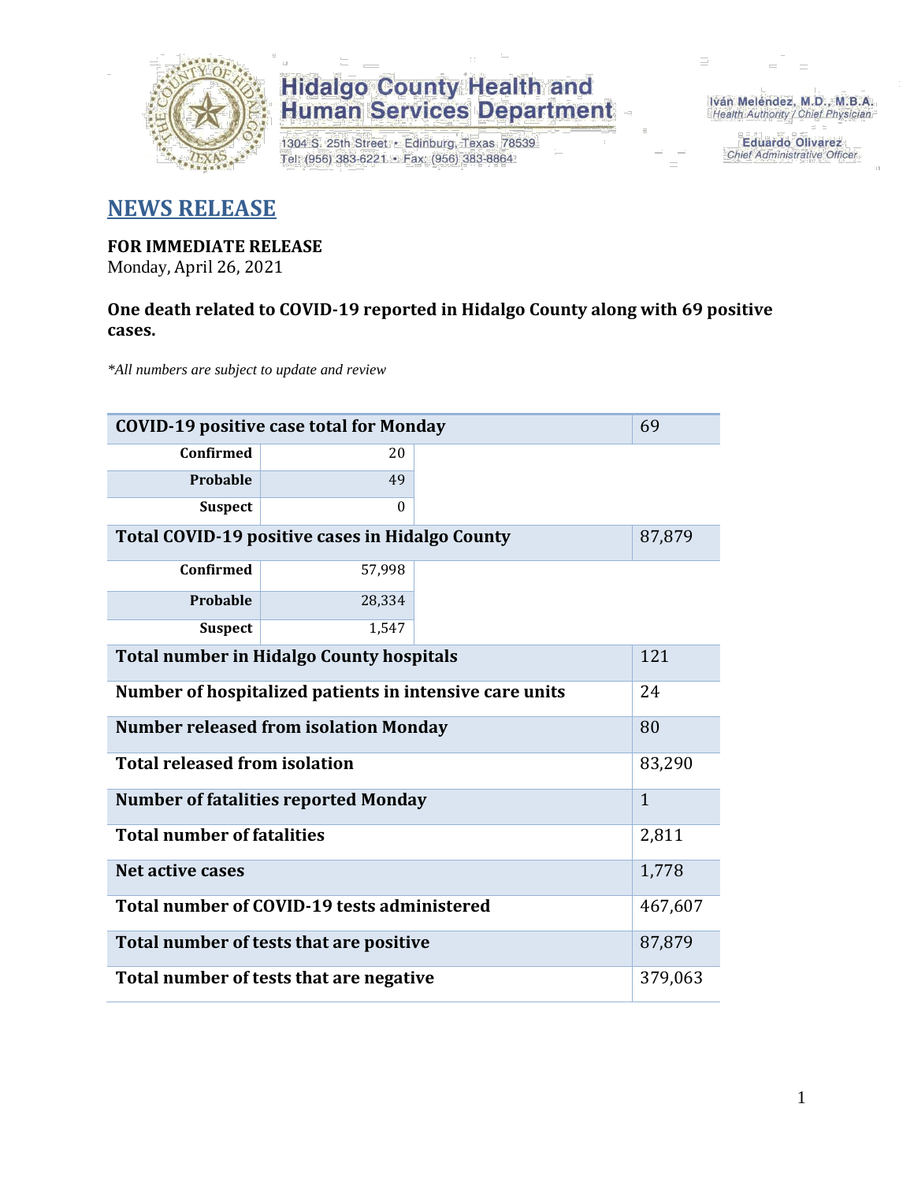Hidalgo County Health and Human Services Department

1304 S. 25th Street • Edinburg, Texas 78539
Tel: (956) 383-6221 • Fax: (956) 383-8864

Iván Meléndez, M.D., M.B.A.
Health Authority / Chief Physician

Eduardo Olivarez
Chief Administrative Officer

## NEWS RELEASE

**FOR IMMEDIATE RELEASE**
Monday, April 26, 2021

**One death related to COVID-19 reported in Hidalgo County along with 69 positive cases.**

*\*All numbers are subject to update and review*

| | | |
|---|---|---|
| **COVID-19 positive case total for Monday** | | 69 |
| **Confirmed** | 20 | |
| **Probable** | 49 | |
| **Suspect** | 0 | |
| **Total COVID-19 positive cases in Hidalgo County** | | 87,879 |
| **Confirmed** | 57,998 | |
| **Probable** | 28,334 | |
| **Suspect** | 1,547 | |
| **Total number in Hidalgo County hospitals** | | 121 |
| **Number of hospitalized patients in intensive care units** | | 24 |
| **Number released from isolation Monday** | | 80 |
| **Total released from isolation** | | 83,290 |
| **Number of fatalities reported Monday** | | 1 |
| **Total number of fatalities** | | 2,811 |
| **Net active cases** | | 1,778 |
| **Total number of COVID-19 tests administered** | | 467,607 |
| **Total number of tests that are positive** | | 87,879 |
| **Total number of tests that are negative** | | 379,063 |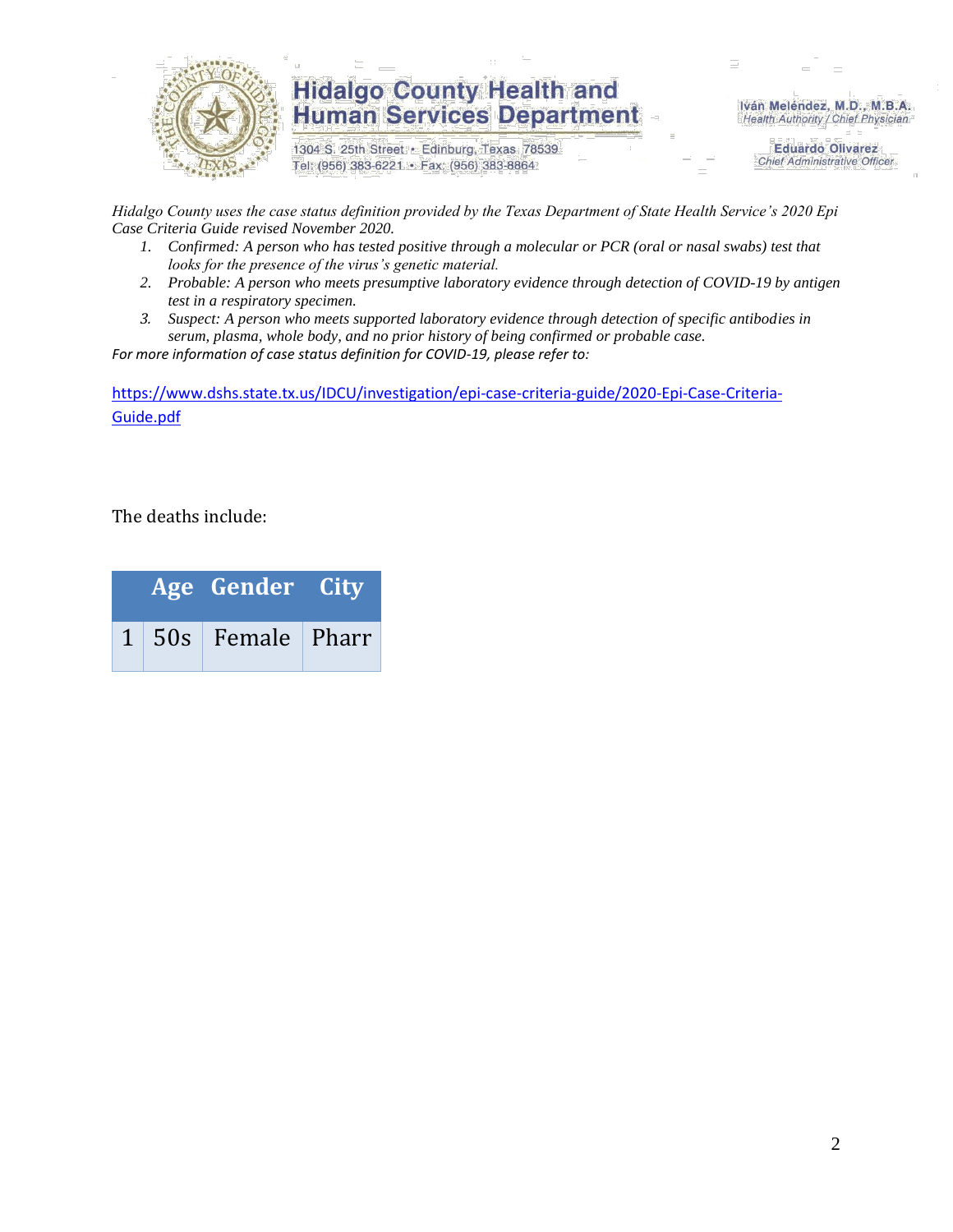*Hidalgo County uses the case status definition provided by the Texas Department of State Health Service's 2020 Epi Case Criteria Guide revised November 2020.*

1. *Confirmed: A person who has tested positive through a molecular or PCR (oral or nasal swabs) test that looks for the presence of the virus's genetic material.*
2. *Probable: A person who meets presumptive laboratory evidence through detection of COVID-19 by antigen test in a respiratory specimen.*
3. *Suspect: A person who meets supported laboratory evidence through detection of specific antibodies in serum, plasma, whole body, and no prior history of being confirmed or probable case.*

*For more information of case status definition for COVID-19, please refer to:*

https://www.dshs.state.tx.us/IDCU/investigation/epi-case-criteria-guide/2020-Epi-Case-Criteria-Guide.pdf

The deaths include:

| | Age | Gender | City |
|---|---|---|---|
| 1 | 50s | Female | Pharr |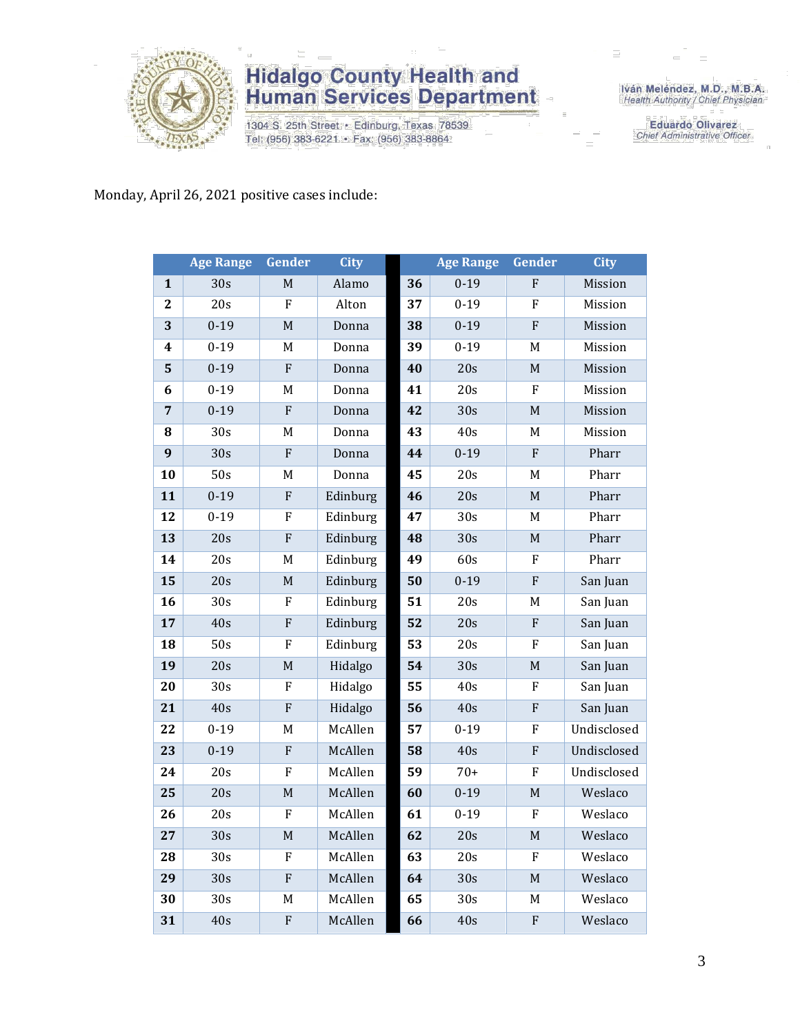Monday, April 26, 2021 positive cases include:

| | Age Range | Gender | City | | Age Range | Gender | City |
|---|---|---|---|---|---|---|---|
| **1** | 30s | M | Alamo | **36** | 0-19 | F | Mission |
| **2** | 20s | F | Alton | **37** | 0-19 | F | Mission |
| **3** | 0-19 | M | Donna | **38** | 0-19 | F | Mission |
| **4** | 0-19 | M | Donna | **39** | 0-19 | M | Mission |
| **5** | 0-19 | F | Donna | **40** | 20s | M | Mission |
| **6** | 0-19 | M | Donna | **41** | 20s | F | Mission |
| **7** | 0-19 | F | Donna | **42** | 30s | M | Mission |
| **8** | 30s | M | Donna | **43** | 40s | M | Mission |
| **9** | 30s | F | Donna | **44** | 0-19 | F | Pharr |
| **10** | 50s | M | Donna | **45** | 20s | M | Pharr |
| **11** | 0-19 | F | Edinburg | **46** | 20s | M | Pharr |
| **12** | 0-19 | F | Edinburg | **47** | 30s | M | Pharr |
| **13** | 20s | F | Edinburg | **48** | 30s | M | Pharr |
| **14** | 20s | M | Edinburg | **49** | 60s | F | Pharr |
| **15** | 20s | M | Edinburg | **50** | 0-19 | F | San Juan |
| **16** | 30s | F | Edinburg | **51** | 20s | M | San Juan |
| **17** | 40s | F | Edinburg | **52** | 20s | F | San Juan |
| **18** | 50s | F | Edinburg | **53** | 20s | F | San Juan |
| **19** | 20s | M | Hidalgo | **54** | 30s | M | San Juan |
| **20** | 30s | F | Hidalgo | **55** | 40s | F | San Juan |
| **21** | 40s | F | Hidalgo | **56** | 40s | F | San Juan |
| **22** | 0-19 | M | McAllen | **57** | 0-19 | F | Undisclosed |
| **23** | 0-19 | F | McAllen | **58** | 40s | F | Undisclosed |
| **24** | 20s | F | McAllen | **59** | 70+ | F | Undisclosed |
| **25** | 20s | M | McAllen | **60** | 0-19 | M | Weslaco |
| **26** | 20s | F | McAllen | **61** | 0-19 | F | Weslaco |
| **27** | 30s | M | McAllen | **62** | 20s | M | Weslaco |
| **28** | 30s | F | McAllen | **63** | 20s | F | Weslaco |
| **29** | 30s | F | McAllen | **64** | 30s | M | Weslaco |
| **30** | 30s | M | McAllen | **65** | 30s | M | Weslaco |
| **31** | 40s | F | McAllen | **66** | 40s | F | Weslaco |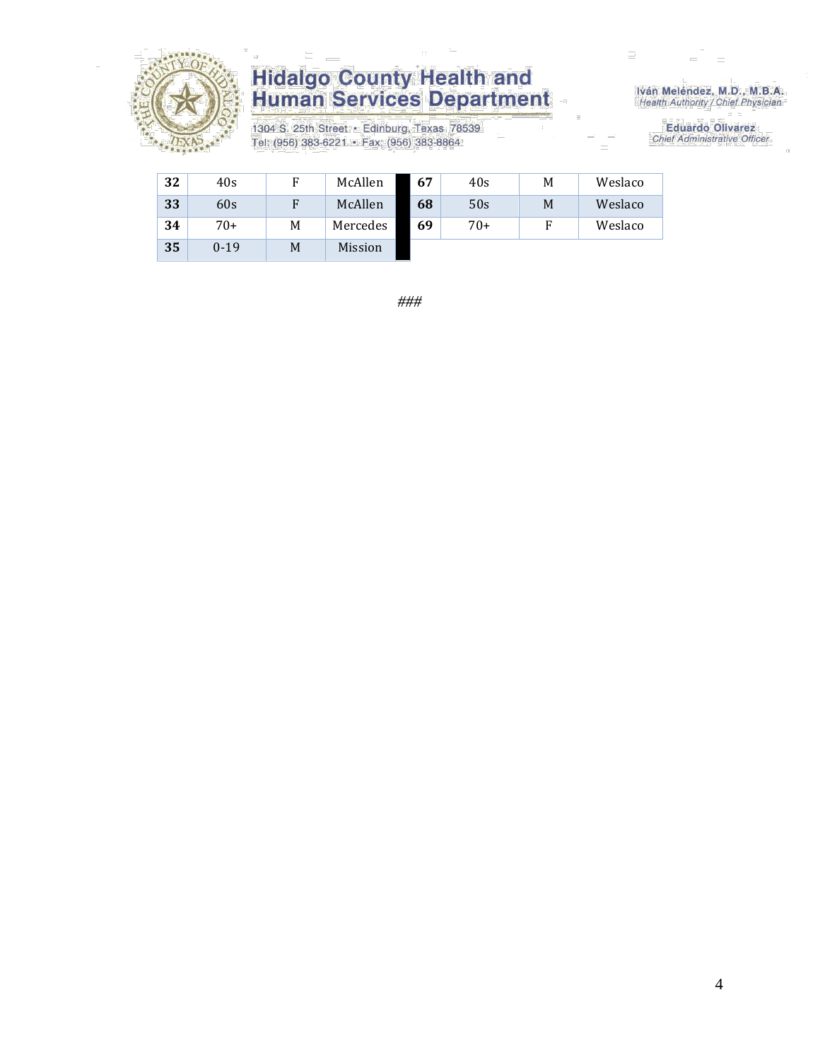| | | | | | | | |
|---|---|---|---|---|---|---|---|
| **32** | 40s | F | McAllen | **67** | 40s | M | Weslaco |
| **33** | 60s | F | McAllen | **68** | 50s | M | Weslaco |
| **34** | 70+ | M | Mercedes | **69** | 70+ | F | Weslaco |
| **35** | 0-19 | M | Mission | | | | |

###